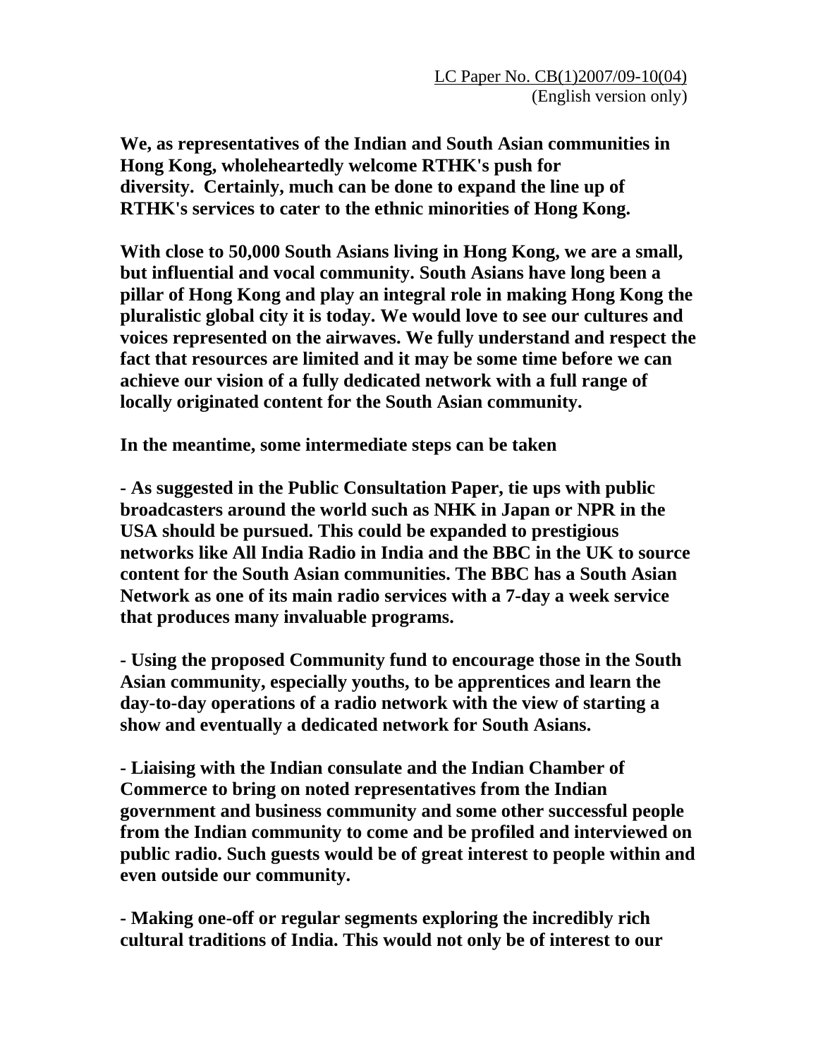LC Paper No. CB(1)2007/09-10(04)
(English version only)

**We, as representatives of the Indian and South Asian communities in Hong Kong, wholeheartedly welcome RTHK's push for diversity. Certainly, much can be done to expand the line up of RTHK's services to cater to the ethnic minorities of Hong Kong.**

**With close to 50,000 South Asians living in Hong Kong, we are a small, but influential and vocal community. South Asians have long been a pillar of Hong Kong and play an integral role in making Hong Kong the pluralistic global city it is today. We would love to see our cultures and voices represented on the airwaves. We fully understand and respect the fact that resources are limited and it may be some time before we can achieve our vision of a fully dedicated network with a full range of locally originated content for the South Asian community.**

**In the meantime, some intermediate steps can be taken**

**- As suggested in the Public Consultation Paper, tie ups with public broadcasters around the world such as NHK in Japan or NPR in the USA should be pursued. This could be expanded to prestigious networks like All India Radio in India and the BBC in the UK to source content for the South Asian communities. The BBC has a South Asian Network as one of its main radio services with a 7-day a week service that produces many invaluable programs.**

**- Using the proposed Community fund to encourage those in the South Asian community, especially youths, to be apprentices and learn the day-to-day operations of a radio network with the view of starting a show and eventually a dedicated network for South Asians.**

**- Liaising with the Indian consulate and the Indian Chamber of Commerce to bring on noted representatives from the Indian government and business community and some other successful people from the Indian community to come and be profiled and interviewed on public radio. Such guests would be of great interest to people within and even outside our community.**

**- Making one-off or regular segments exploring the incredibly rich cultural traditions of India. This would not only be of interest to our**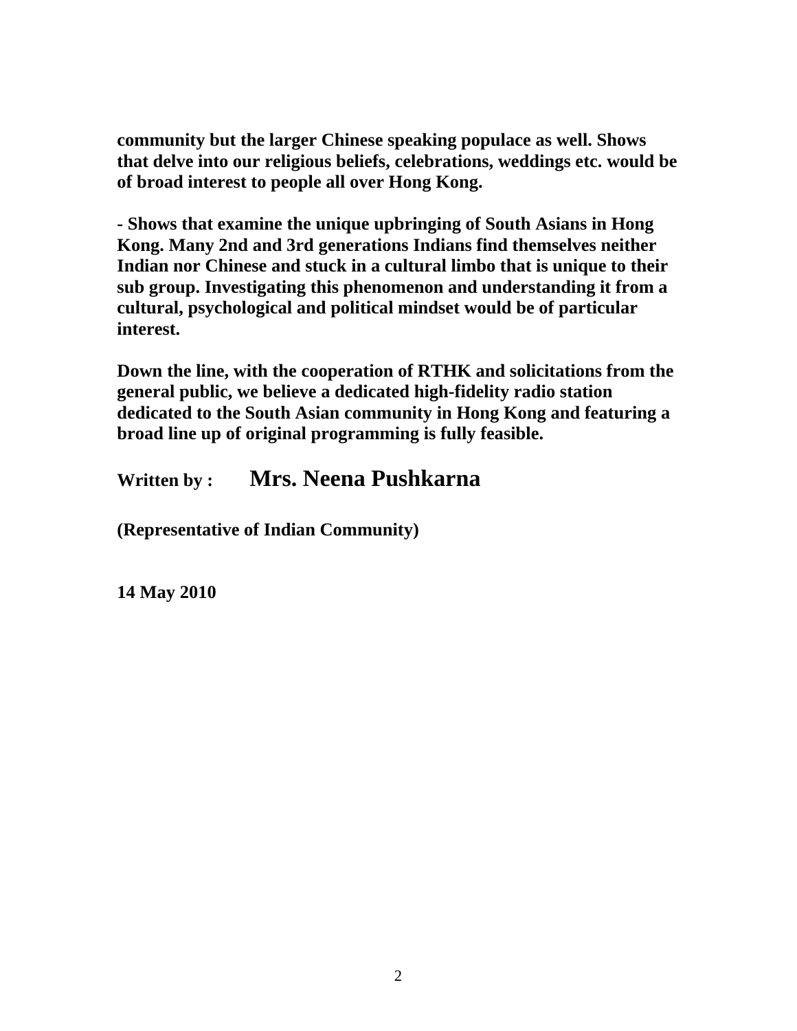**community but the larger Chinese speaking populace as well. Shows that delve into our religious beliefs, celebrations, weddings etc. would be of broad interest to people all over Hong Kong.**

**- Shows that examine the unique upbringing of South Asians in Hong Kong. Many 2nd and 3rd generations Indians find themselves neither Indian nor Chinese and stuck in a cultural limbo that is unique to their sub group. Investigating this phenomenon and understanding it from a cultural, psychological and political mindset would be of particular interest.**

**Down the line, with the cooperation of RTHK and solicitations from the general public, we believe a dedicated high-fidelity radio station dedicated to the South Asian community in Hong Kong and featuring a broad line up of original programming is fully feasible.**

**Written by : Mrs. Neena Pushkarna**

**(Representative of Indian Community)**

**14 May 2010**